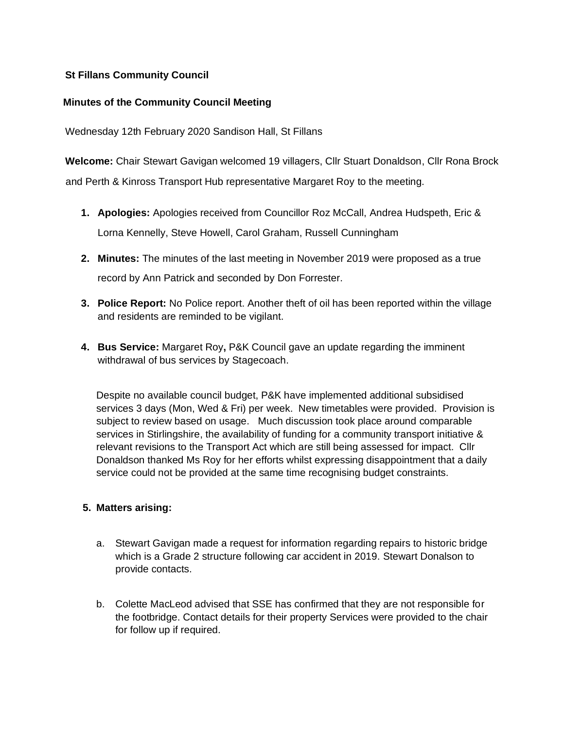**St Fillans Community Council**

**Minutes of the Community Council Meeting**

Wednesday 12th February 2020 Sandison Hall, St Fillans

**Welcome:** Chair Stewart Gavigan welcomed 19 villagers, Cllr Stuart Donaldson, Cllr Rona Brock and Perth & Kinross Transport Hub representative Margaret Roy to the meeting.

1. **Apologies:** Apologies received from Councillor Roz McCall, Andrea Hudspeth, Eric & Lorna Kennelly, Steve Howell, Carol Graham, Russell Cunningham

2. **Minutes:** The minutes of the last meeting in November 2019 were proposed as a true record by Ann Patrick and seconded by Don Forrester.

3. **Police Report:** No Police report. Another theft of oil has been reported within the village and residents are reminded to be vigilant.

4. **Bus Service:** Margaret Roy**,** P&K Council gave an update regarding the imminent withdrawal of bus services by Stagecoach.

   Despite no available council budget, P&K have implemented additional subsidised services 3 days (Mon, Wed & Fri) per week. New timetables were provided. Provision is subject to review based on usage. Much discussion took place around comparable services in Stirlingshire, the availability of funding for a community transport initiative & relevant revisions to the Transport Act which are still being assessed for impact. Cllr Donaldson thanked Ms Roy for her efforts whilst expressing disappointment that a daily service could not be provided at the same time recognising budget constraints.

5. **Matters arising:**

   a. Stewart Gavigan made a request for information regarding repairs to historic bridge which is a Grade 2 structure following car accident in 2019. Stewart Donalson to provide contacts.

   b. Colette MacLeod advised that SSE has confirmed that they are not responsible for the footbridge. Contact details for their property Services were provided to the chair for follow up if required.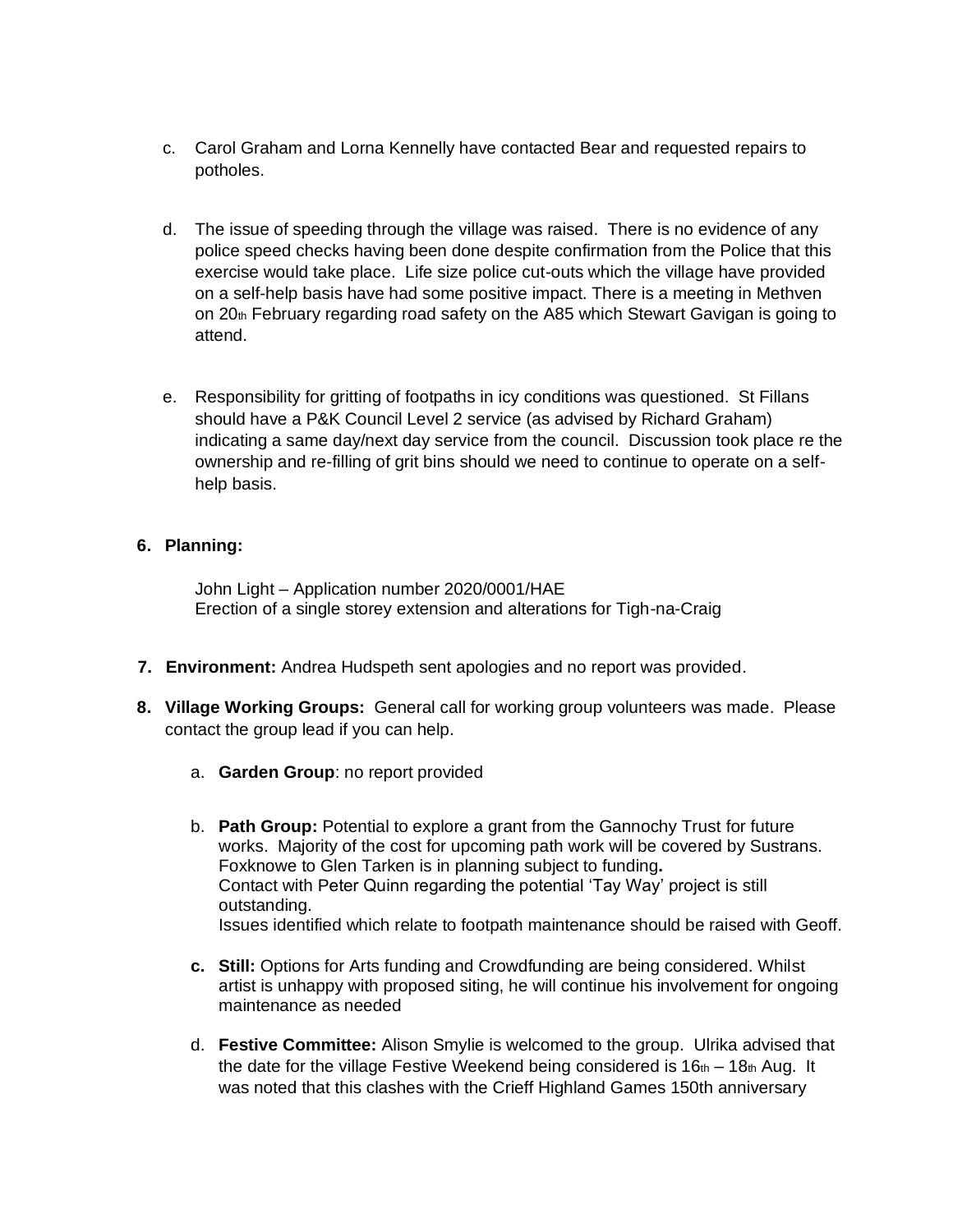c. Carol Graham and Lorna Kennelly have contacted Bear and requested repairs to potholes.

d. The issue of speeding through the village was raised. There is no evidence of any police speed checks having been done despite confirmation from the Police that this exercise would take place. Life size police cut-outs which the village have provided on a self-help basis have had some positive impact. There is a meeting in Methven on 20th February regarding road safety on the A85 which Stewart Gavigan is going to attend.

e. Responsibility for gritting of footpaths in icy conditions was questioned. St Fillans should have a P&K Council Level 2 service (as advised by Richard Graham) indicating a same day/next day service from the council. Discussion took place re the ownership and re-filling of grit bins should we need to continue to operate on a self-help basis.

**6. Planning:**

John Light – Application number 2020/0001/HAE
Erection of a single storey extension and alterations for Tigh-na-Craig

**7. Environment:** Andrea Hudspeth sent apologies and no report was provided.

**8. Village Working Groups:** General call for working group volunteers was made. Please contact the group lead if you can help.

a. **Garden Group**: no report provided

b. **Path Group:** Potential to explore a grant from the Gannochy Trust for future works. Majority of the cost for upcoming path work will be covered by Sustrans. Foxknowe to Glen Tarken is in planning subject to funding**.**
Contact with Peter Quinn regarding the potential 'Tay Way' project is still outstanding.
Issues identified which relate to footpath maintenance should be raised with Geoff.

**c. Still:** Options for Arts funding and Crowdfunding are being considered. Whilst artist is unhappy with proposed siting, he will continue his involvement for ongoing maintenance as needed

d. **Festive Committee:** Alison Smylie is welcomed to the group. Ulrika advised that the date for the village Festive Weekend being considered is 16th – 18th Aug. It was noted that this clashes with the Crieff Highland Games 150th anniversary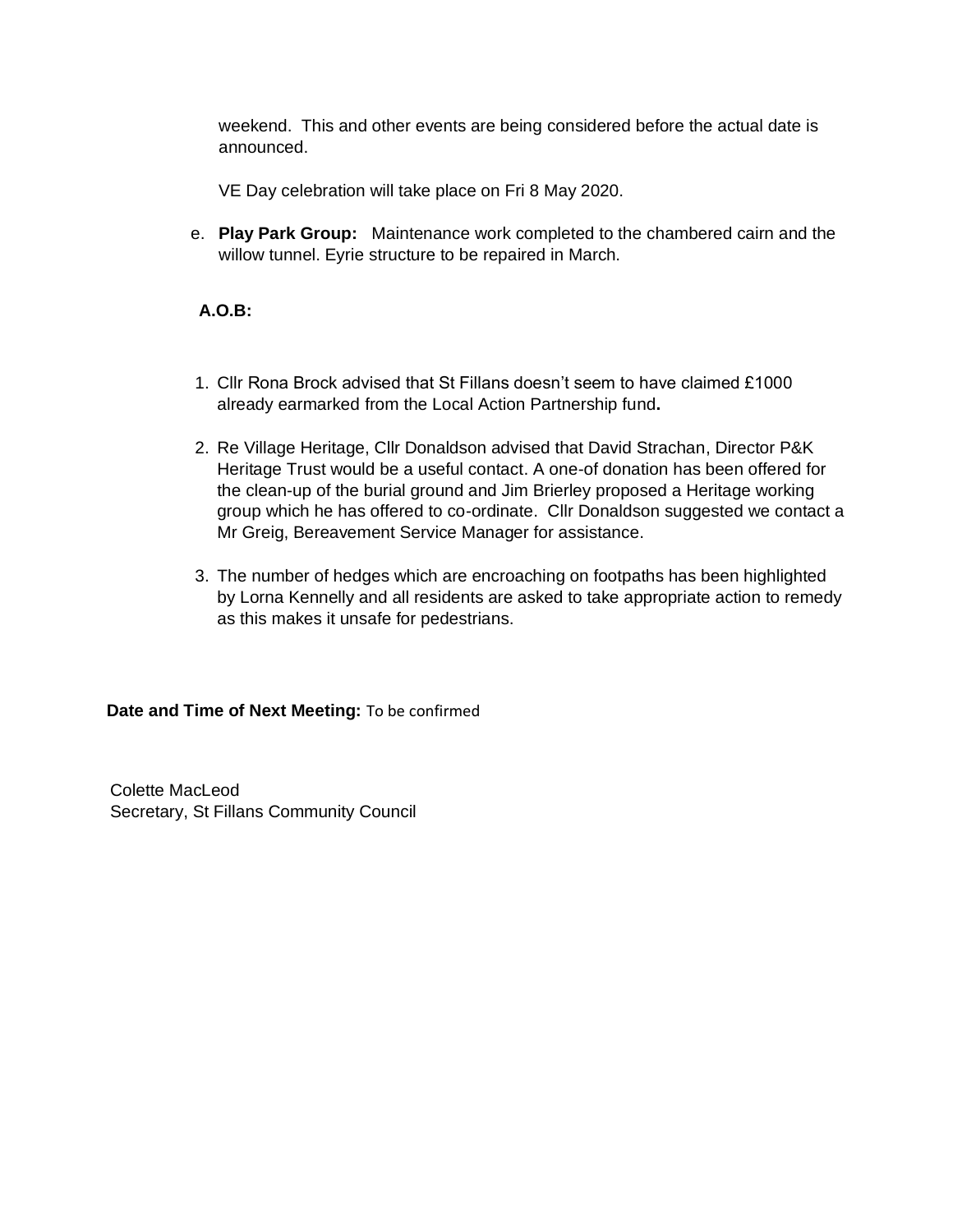weekend. This and other events are being considered before the actual date is announced.

VE Day celebration will take place on Fri 8 May 2020.

e. **Play Park Group:** Maintenance work completed to the chambered cairn and the willow tunnel. Eyrie structure to be repaired in March.

**A.O.B:**

1. Cllr Rona Brock advised that St Fillans doesn't seem to have claimed £1000 already earmarked from the Local Action Partnership fund**.**

2. Re Village Heritage, Cllr Donaldson advised that David Strachan, Director P&K Heritage Trust would be a useful contact. A one-of donation has been offered for the clean-up of the burial ground and Jim Brierley proposed a Heritage working group which he has offered to co-ordinate. Cllr Donaldson suggested we contact a Mr Greig, Bereavement Service Manager for assistance.

3. The number of hedges which are encroaching on footpaths has been highlighted by Lorna Kennelly and all residents are asked to take appropriate action to remedy as this makes it unsafe for pedestrians.

**Date and Time of Next Meeting:** To be confirmed

Colette MacLeod
Secretary, St Fillans Community Council